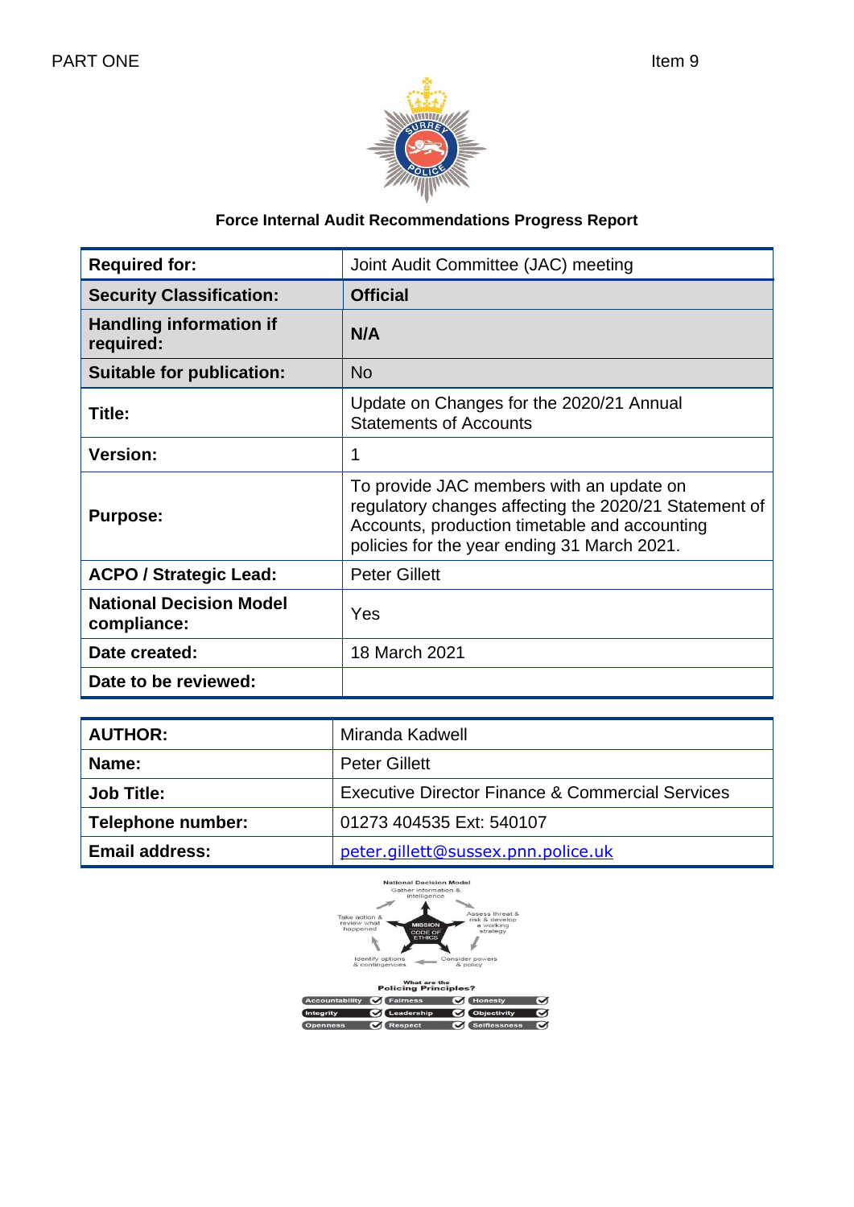PART ONE

Item 9

**Force Internal Audit Recommendations Progress Report**

| **Required for:** | Joint Audit Committee (JAC) meeting |
|---|---|
| **Security Classification:** | **Official** |
| **Handling information if required:** | **N/A** |
| **Suitable for publication:** | No |
| **Title:** | Update on Changes for the 2020/21 Annual Statements of Accounts |
| **Version:** | 1 |
| **Purpose:** | To provide JAC members with an update on regulatory changes affecting the 2020/21 Statement of Accounts, production timetable and accounting policies for the year ending 31 March 2021. |
| **ACPO / Strategic Lead:** | Peter Gillett |
| **National Decision Model compliance:** | Yes |
| **Date created:** | 18 March 2021 |
| **Date to be reviewed:** | |

| **AUTHOR:** | Miranda Kadwell |
|---|---|
| **Name:** | Peter Gillett |
| **Job Title:** | Executive Director Finance & Commercial Services |
| **Telephone number:** | 01273 404535 Ext: 540107 |
| **Email address:** | peter.gillett@sussex.pnn.police.uk |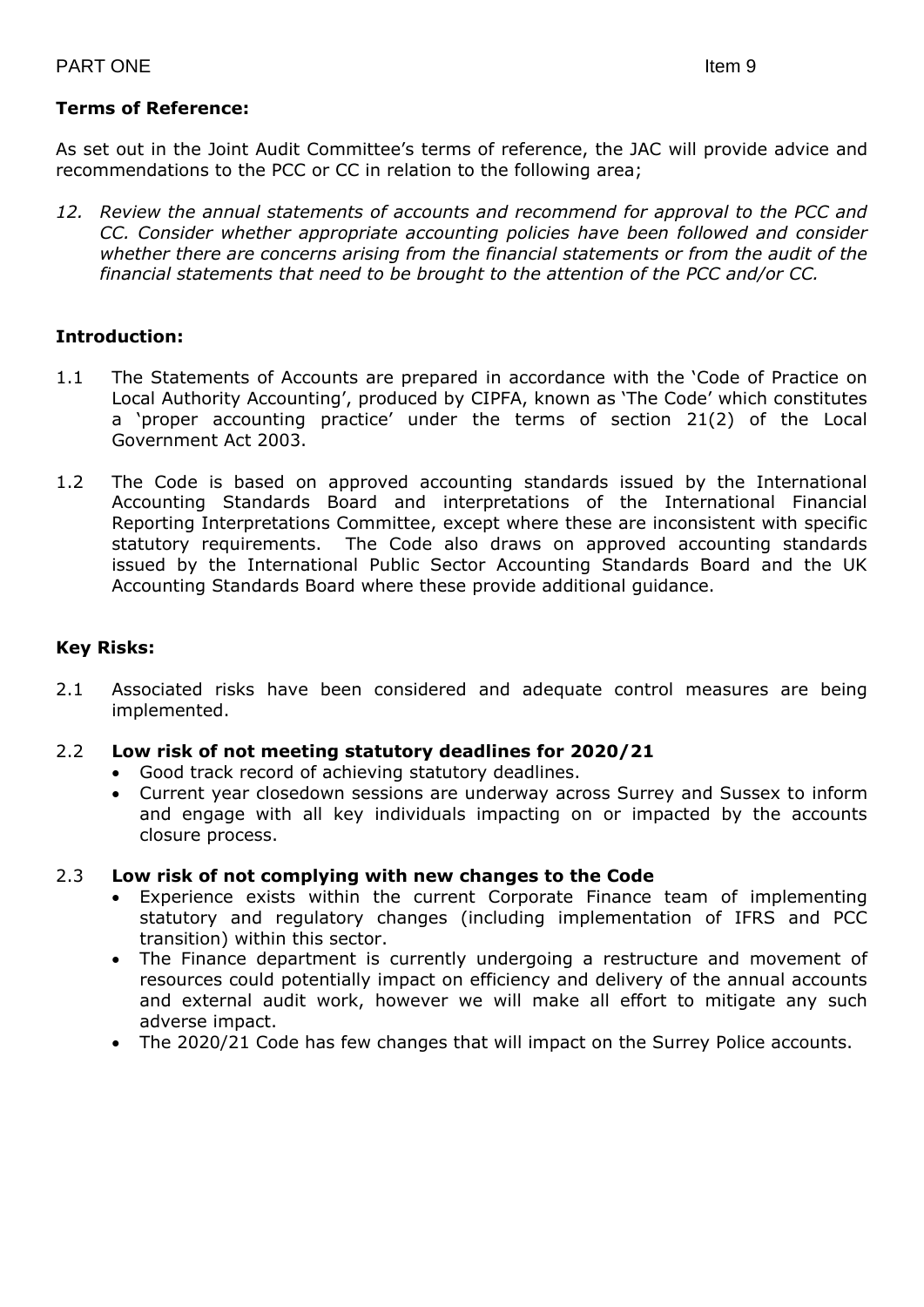PART ONE Item 9

**Terms of Reference:**

As set out in the Joint Audit Committee's terms of reference, the JAC will provide advice and recommendations to the PCC or CC in relation to the following area;

*12. Review the annual statements of accounts and recommend for approval to the PCC and CC. Consider whether appropriate accounting policies have been followed and consider whether there are concerns arising from the financial statements or from the audit of the financial statements that need to be brought to the attention of the PCC and/or CC.*

**Introduction:**

1.1 The Statements of Accounts are prepared in accordance with the 'Code of Practice on Local Authority Accounting', produced by CIPFA, known as 'The Code' which constitutes a 'proper accounting practice' under the terms of section 21(2) of the Local Government Act 2003.

1.2 The Code is based on approved accounting standards issued by the International Accounting Standards Board and interpretations of the International Financial Reporting Interpretations Committee, except where these are inconsistent with specific statutory requirements. The Code also draws on approved accounting standards issued by the International Public Sector Accounting Standards Board and the UK Accounting Standards Board where these provide additional guidance.

**Key Risks:**

2.1 Associated risks have been considered and adequate control measures are being implemented.

2.2 **Low risk of not meeting statutory deadlines for 2020/21**

- Good track record of achieving statutory deadlines.
- Current year closedown sessions are underway across Surrey and Sussex to inform and engage with all key individuals impacting on or impacted by the accounts closure process.

2.3 **Low risk of not complying with new changes to the Code**

- Experience exists within the current Corporate Finance team of implementing statutory and regulatory changes (including implementation of IFRS and PCC transition) within this sector.
- The Finance department is currently undergoing a restructure and movement of resources could potentially impact on efficiency and delivery of the annual accounts and external audit work, however we will make all effort to mitigate any such adverse impact.
- The 2020/21 Code has few changes that will impact on the Surrey Police accounts.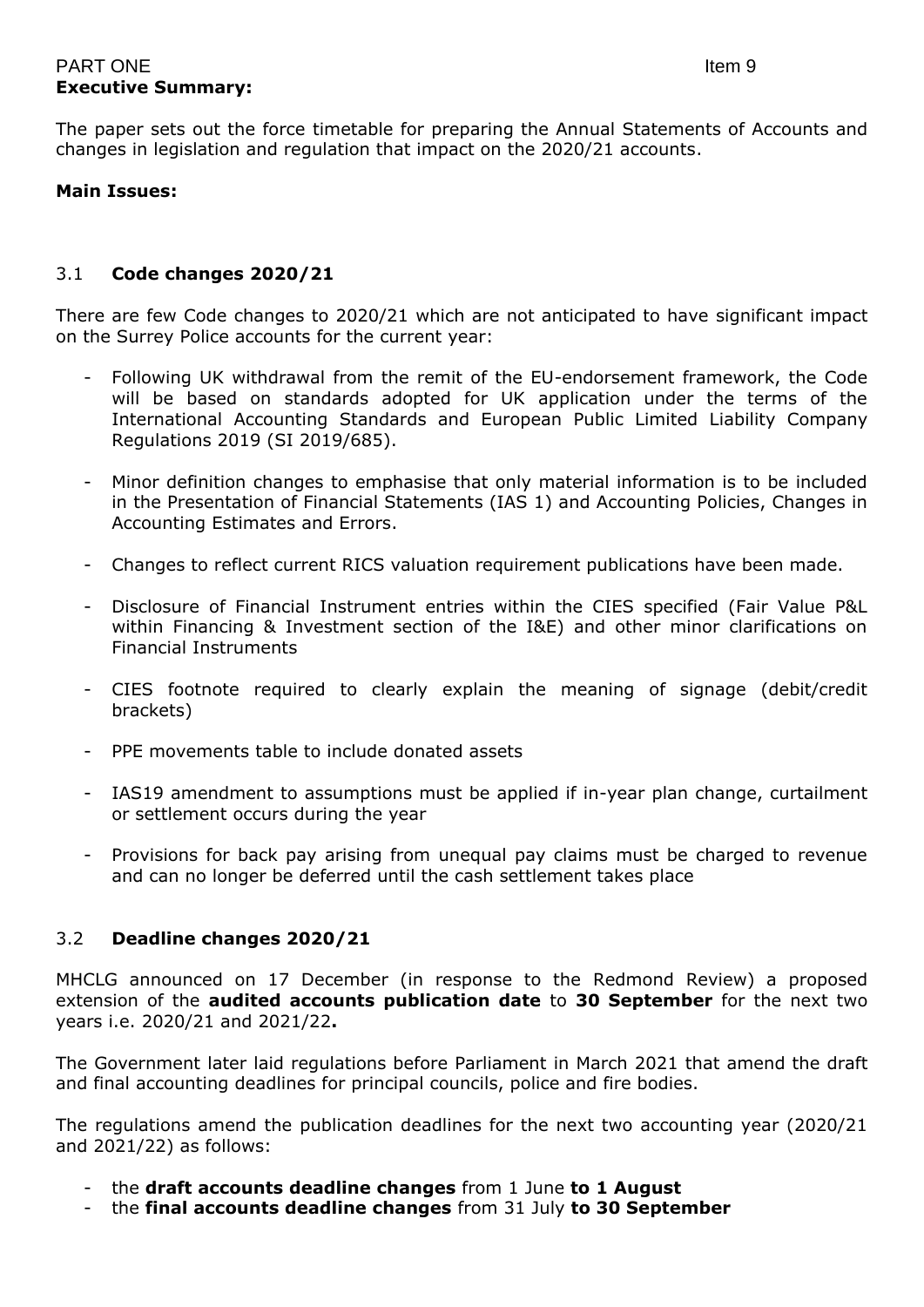PART ONE Item 9

**Executive Summary:**

The paper sets out the force timetable for preparing the Annual Statements of Accounts and changes in legislation and regulation that impact on the 2020/21 accounts.

**Main Issues:**

3.1 **Code changes 2020/21**

There are few Code changes to 2020/21 which are not anticipated to have significant impact on the Surrey Police accounts for the current year:

- Following UK withdrawal from the remit of the EU-endorsement framework, the Code will be based on standards adopted for UK application under the terms of the International Accounting Standards and European Public Limited Liability Company Regulations 2019 (SI 2019/685).
- Minor definition changes to emphasise that only material information is to be included in the Presentation of Financial Statements (IAS 1) and Accounting Policies, Changes in Accounting Estimates and Errors.
- Changes to reflect current RICS valuation requirement publications have been made.
- Disclosure of Financial Instrument entries within the CIES specified (Fair Value P&L within Financing & Investment section of the I&E) and other minor clarifications on Financial Instruments
- CIES footnote required to clearly explain the meaning of signage (debit/credit brackets)
- PPE movements table to include donated assets
- IAS19 amendment to assumptions must be applied if in-year plan change, curtailment or settlement occurs during the year
- Provisions for back pay arising from unequal pay claims must be charged to revenue and can no longer be deferred until the cash settlement takes place

3.2 **Deadline changes 2020/21**

MHCLG announced on 17 December (in response to the Redmond Review) a proposed extension of the **audited accounts publication date** to **30 September** for the next two years i.e. 2020/21 and 2021/22**.**

The Government later laid regulations before Parliament in March 2021 that amend the draft and final accounting deadlines for principal councils, police and fire bodies.

The regulations amend the publication deadlines for the next two accounting year (2020/21 and 2021/22) as follows:

- the **draft accounts deadline changes** from 1 June **to 1 August**
- the **final accounts deadline changes** from 31 July **to 30 September**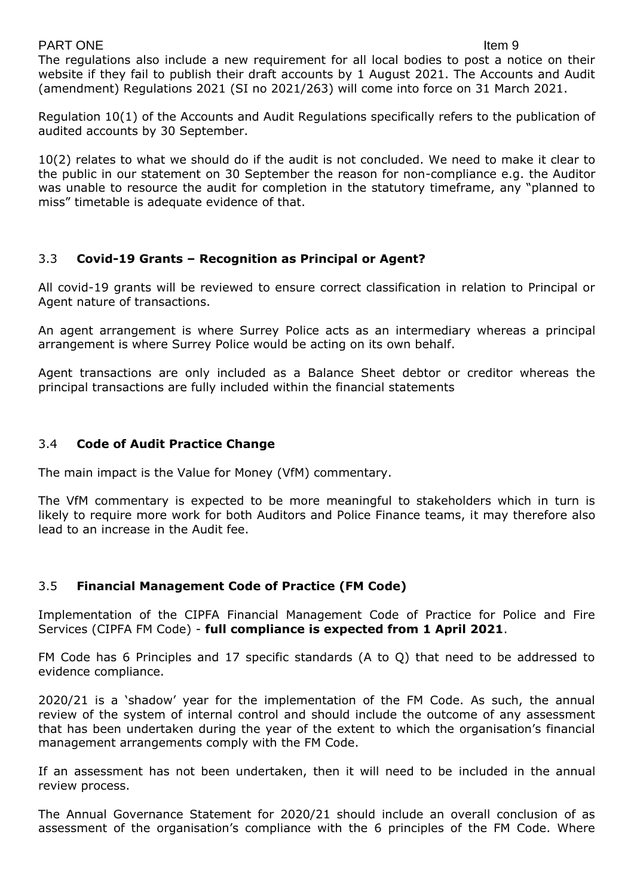The regulations also include a new requirement for all local bodies to post a notice on their website if they fail to publish their draft accounts by 1 August 2021. The Accounts and Audit (amendment) Regulations 2021 (SI no 2021/263) will come into force on 31 March 2021.

Regulation 10(1) of the Accounts and Audit Regulations specifically refers to the publication of audited accounts by 30 September.

10(2) relates to what we should do if the audit is not concluded. We need to make it clear to the public in our statement on 30 September the reason for non-compliance e.g. the Auditor was unable to resource the audit for completion in the statutory timeframe, any "planned to miss" timetable is adequate evidence of that.

### 3.3 **Covid-19 Grants – Recognition as Principal or Agent?**

All covid-19 grants will be reviewed to ensure correct classification in relation to Principal or Agent nature of transactions.

An agent arrangement is where Surrey Police acts as an intermediary whereas a principal arrangement is where Surrey Police would be acting on its own behalf.

Agent transactions are only included as a Balance Sheet debtor or creditor whereas the principal transactions are fully included within the financial statements

### 3.4 **Code of Audit Practice Change**

The main impact is the Value for Money (VfM) commentary.

The VfM commentary is expected to be more meaningful to stakeholders which in turn is likely to require more work for both Auditors and Police Finance teams, it may therefore also lead to an increase in the Audit fee.

### 3.5 **Financial Management Code of Practice (FM Code)**

Implementation of the CIPFA Financial Management Code of Practice for Police and Fire Services (CIPFA FM Code) - **full compliance is expected from 1 April 2021**.

FM Code has 6 Principles and 17 specific standards (A to Q) that need to be addressed to evidence compliance.

2020/21 is a 'shadow' year for the implementation of the FM Code. As such, the annual review of the system of internal control and should include the outcome of any assessment that has been undertaken during the year of the extent to which the organisation's financial management arrangements comply with the FM Code.

If an assessment has not been undertaken, then it will need to be included in the annual review process.

The Annual Governance Statement for 2020/21 should include an overall conclusion of as assessment of the organisation's compliance with the 6 principles of the FM Code. Where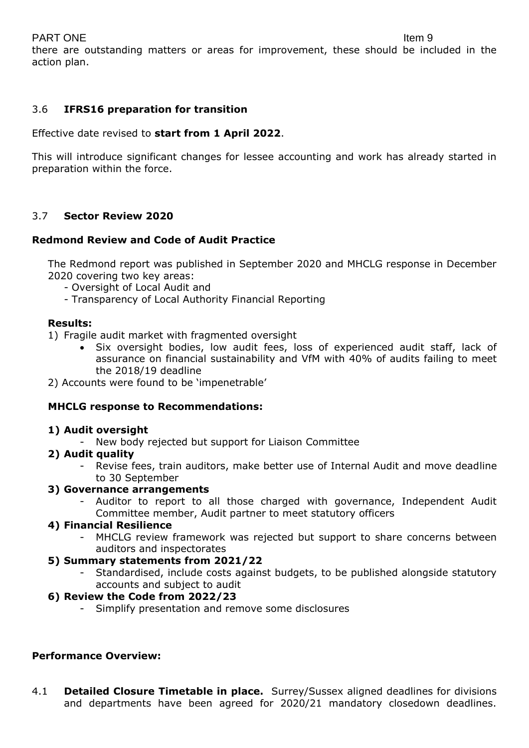there are outstanding matters or areas for improvement, these should be included in the action plan.

### 3.6 **IFRS16 preparation for transition**

Effective date revised to **start from 1 April 2022**.

This will introduce significant changes for lessee accounting and work has already started in preparation within the force.

### 3.7 **Sector Review 2020**

**Redmond Review and Code of Audit Practice**

The Redmond report was published in September 2020 and MHCLG response in December 2020 covering two key areas:

- Oversight of Local Audit and
- Transparency of Local Authority Financial Reporting

**Results:**

1) Fragile audit market with fragmented oversight
   - Six oversight bodies, low audit fees, loss of experienced audit staff, lack of assurance on financial sustainability and VfM with 40% of audits failing to meet the 2018/19 deadline
2) Accounts were found to be 'impenetrable'

**MHCLG response to Recommendations:**

**1) Audit oversight**
- New body rejected but support for Liaison Committee

**2) Audit quality**
- Revise fees, train auditors, make better use of Internal Audit and move deadline to 30 September

**3) Governance arrangements**
- Auditor to report to all those charged with governance, Independent Audit Committee member, Audit partner to meet statutory officers

**4) Financial Resilience**
- MHCLG review framework was rejected but support to share concerns between auditors and inspectorates

**5) Summary statements from 2021/22**
- Standardised, include costs against budgets, to be published alongside statutory accounts and subject to audit

**6) Review the Code from 2022/23**
- Simplify presentation and remove some disclosures

**Performance Overview:**

4.1 **Detailed Closure Timetable in place.** Surrey/Sussex aligned deadlines for divisions and departments have been agreed for 2020/21 mandatory closedown deadlines.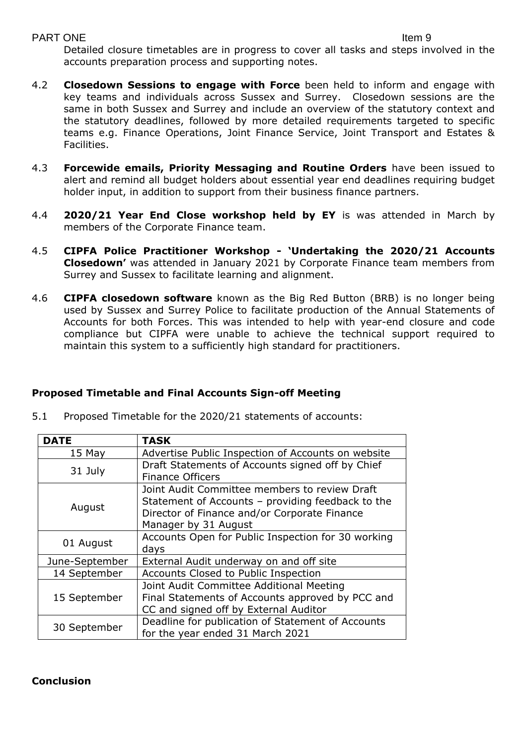Detailed closure timetables are in progress to cover all tasks and steps involved in the accounts preparation process and supporting notes.

4.2 **Closedown Sessions to engage with Force** been held to inform and engage with key teams and individuals across Sussex and Surrey. Closedown sessions are the same in both Sussex and Surrey and include an overview of the statutory context and the statutory deadlines, followed by more detailed requirements targeted to specific teams e.g. Finance Operations, Joint Finance Service, Joint Transport and Estates & Facilities.

4.3 **Forcewide emails, Priority Messaging and Routine Orders** have been issued to alert and remind all budget holders about essential year end deadlines requiring budget holder input, in addition to support from their business finance partners.

4.4 **2020/21 Year End Close workshop held by EY** is was attended in March by members of the Corporate Finance team.

4.5 **CIPFA Police Practitioner Workshop - 'Undertaking the 2020/21 Accounts Closedown'** was attended in January 2021 by Corporate Finance team members from Surrey and Sussex to facilitate learning and alignment.

4.6 **CIPFA closedown software** known as the Big Red Button (BRB) is no longer being used by Sussex and Surrey Police to facilitate production of the Annual Statements of Accounts for both Forces. This was intended to help with year-end closure and code compliance but CIPFA were unable to achieve the technical support required to maintain this system to a sufficiently high standard for practitioners.

## Proposed Timetable and Final Accounts Sign-off Meeting

5.1 Proposed Timetable for the 2020/21 statements of accounts:

| DATE | TASK |
|---|---|
| 15 May | Advertise Public Inspection of Accounts on website |
| 31 July | Draft Statements of Accounts signed off by Chief Finance Officers |
| August | Joint Audit Committee members to review Draft Statement of Accounts – providing feedback to the Director of Finance and/or Corporate Finance Manager by 31 August |
| 01 August | Accounts Open for Public Inspection for 30 working days |
| June-September | External Audit underway on and off site |
| 14 September | Accounts Closed to Public Inspection |
| 15 September | Joint Audit Committee Additional Meeting<br>Final Statements of Accounts approved by PCC and CC and signed off by External Auditor |
| 30 September | Deadline for publication of Statement of Accounts for the year ended 31 March 2021 |

## Conclusion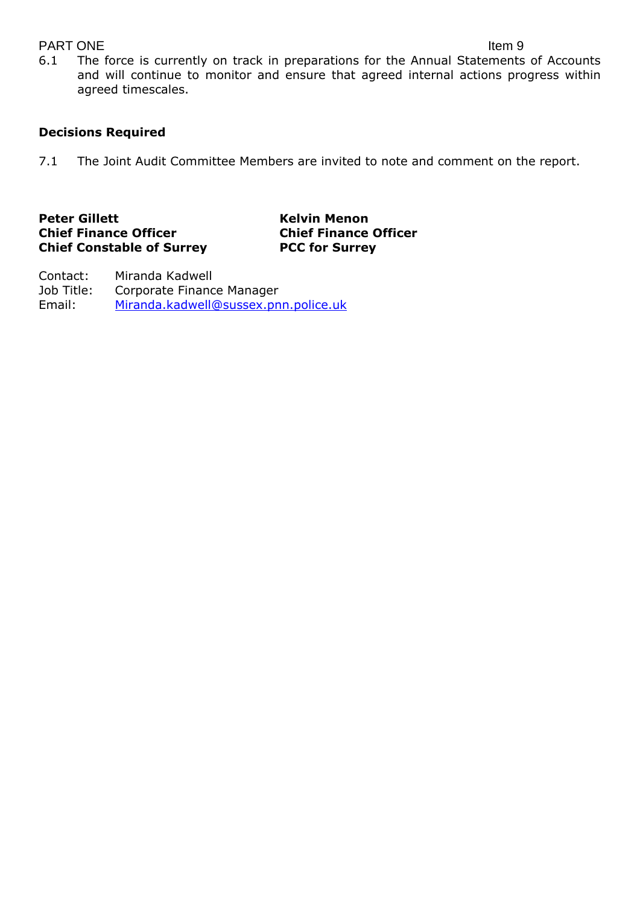6.1 The force is currently on track in preparations for the Annual Statements of Accounts and will continue to monitor and ensure that agreed internal actions progress within agreed timescales.

## Decisions Required

7.1 The Joint Audit Committee Members are invited to note and comment on the report.

| | |
|---|---|
| **Peter Gillett** | **Kelvin Menon** |
| **Chief Finance Officer** | **Chief Finance Officer** |
| **Chief Constable of Surrey** | **PCC for Surrey** |

Contact: Miranda Kadwell
Job Title: Corporate Finance Manager
Email: Miranda.kadwell@sussex.pnn.police.uk